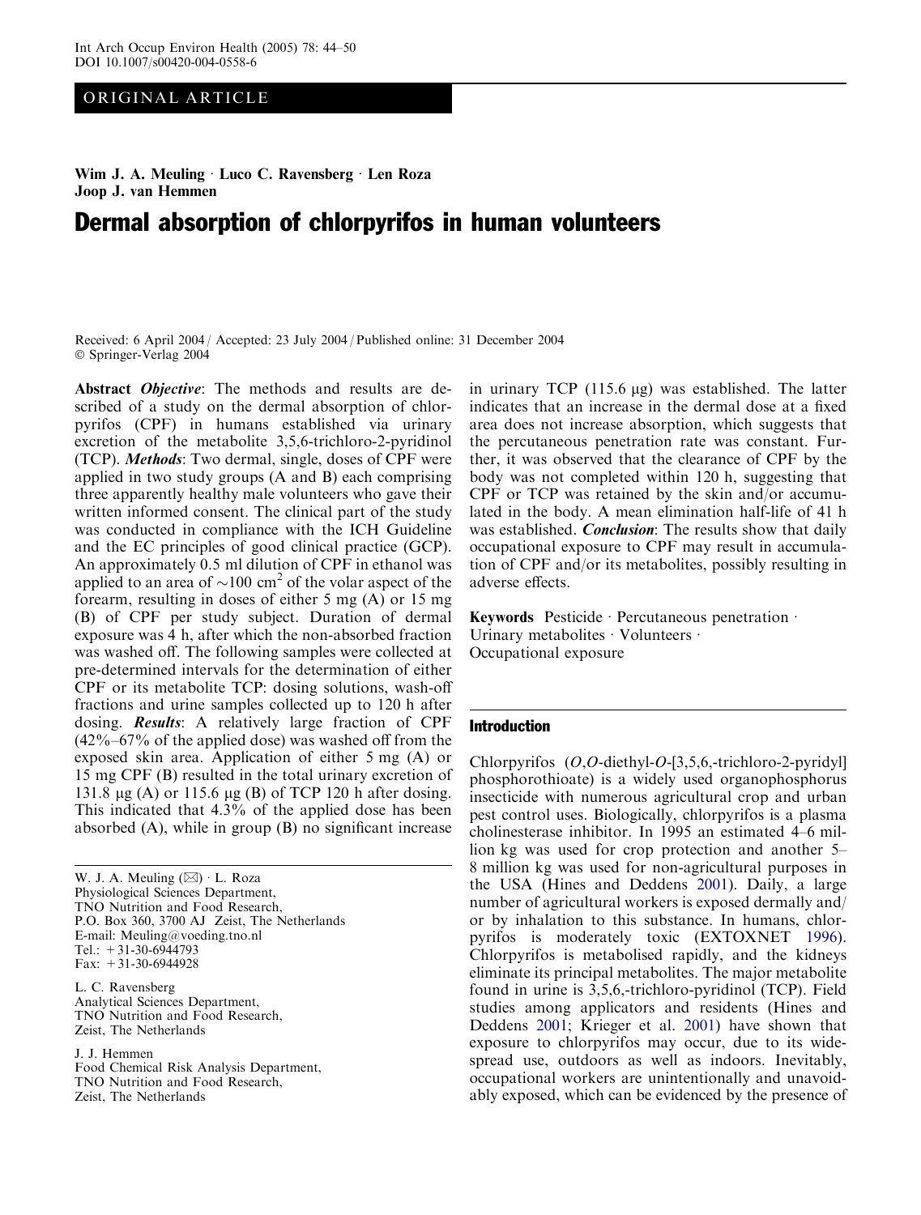ORIGINAL ARTICLE

**Wim J. A. Meuling · Luco C. Ravensberg · Len Roza · Joop J. van Hemmen**

# Dermal absorption of chlorpyrifos in human volunteers

Received: 6 April 2004 / Accepted: 23 July 2004 / Published online: 31 December 2004
© Springer-Verlag 2004

**Abstract** ***Objective***: The methods and results are described of a study on the dermal absorption of chlorpyrifos (CPF) in humans established via urinary excretion of the metabolite 3,5,6-trichloro-2-pyridinol (TCP). ***Methods***: Two dermal, single, doses of CPF were applied in two study groups (A and B) each comprising three apparently healthy male volunteers who gave their written informed consent. The clinical part of the study was conducted in compliance with the ICH Guideline and the EC principles of good clinical practice (GCP). An approximately 0.5 ml dilution of CPF in ethanol was applied to an area of ~100 $cm^2$ of the volar aspect of the forearm, resulting in doses of either 5 mg (A) or 15 mg (B) of CPF per study subject. Duration of dermal exposure was 4 h, after which the non-absorbed fraction was washed off. The following samples were collected at pre-determined intervals for the determination of either CPF or its metabolite TCP: dosing solutions, wash-off fractions and urine samples collected up to 120 h after dosing. ***Results***: A relatively large fraction of CPF (42%–67% of the applied dose) was washed off from the exposed skin area. Application of either 5 mg (A) or 15 mg CPF (B) resulted in the total urinary excretion of 131.8 μg (A) or 115.6 μg (B) of TCP 120 h after dosing. This indicated that 4.3% of the applied dose has been absorbed (A), while in group (B) no significant increase in urinary TCP (115.6 μg) was established. The latter indicates that an increase in the dermal dose at a fixed area does not increase absorption, which suggests that the percutaneous penetration rate was constant. Further, it was observed that the clearance of CPF by the body was not completed within 120 h, suggesting that CPF or TCP was retained by the skin and/or accumulated in the body. A mean elimination half-life of 41 h was established. ***Conclusion***: The results show that daily occupational exposure to CPF may result in accumulation of CPF and/or its metabolites, possibly resulting in adverse effects.

**Keywords** Pesticide · Percutaneous penetration · Urinary metabolites · Volunteers · Occupational exposure

W. J. A. Meuling (✉) · L. Roza
Physiological Sciences Department,
TNO Nutrition and Food Research,
P.O. Box 360, 3700 AJ Zeist, The Netherlands
E-mail: Meuling@voeding.tno.nl
Tel.: +31-30-6944793
Fax: +31-30-6944928

L. C. Ravensberg
Analytical Sciences Department,
TNO Nutrition and Food Research,
Zeist, The Netherlands

J. J. Hemmen
Food Chemical Risk Analysis Department,
TNO Nutrition and Food Research,
Zeist, The Netherlands

## Introduction

Chlorpyrifos (*O*,*O*-diethyl-*O*-[3,5,6,-trichloro-2-pyridyl] phosphorothioate) is a widely used organophosphorus insecticide with numerous agricultural crop and urban pest control uses. Biologically, chlorpyrifos is a plasma cholinesterase inhibitor. In 1995 an estimated 4–6 million kg was used for crop protection and another 5–8 million kg was used for non-agricultural purposes in the USA (Hines and Deddens 2001). Daily, a large number of agricultural workers is exposed dermally and/or by inhalation to this substance. In humans, chlorpyrifos is moderately toxic (EXTOXNET 1996). Chlorpyrifos is metabolised rapidly, and the kidneys eliminate its principal metabolites. The major metabolite found in urine is 3,5,6,-trichloro-pyridinol (TCP). Field studies among applicators and residents (Hines and Deddens 2001; Krieger et al. 2001) have shown that exposure to chlorpyrifos may occur, due to its widespread use, outdoors as well as indoors. Inevitably, occupational workers are unintentionally and unavoidably exposed, which can be evidenced by the presence of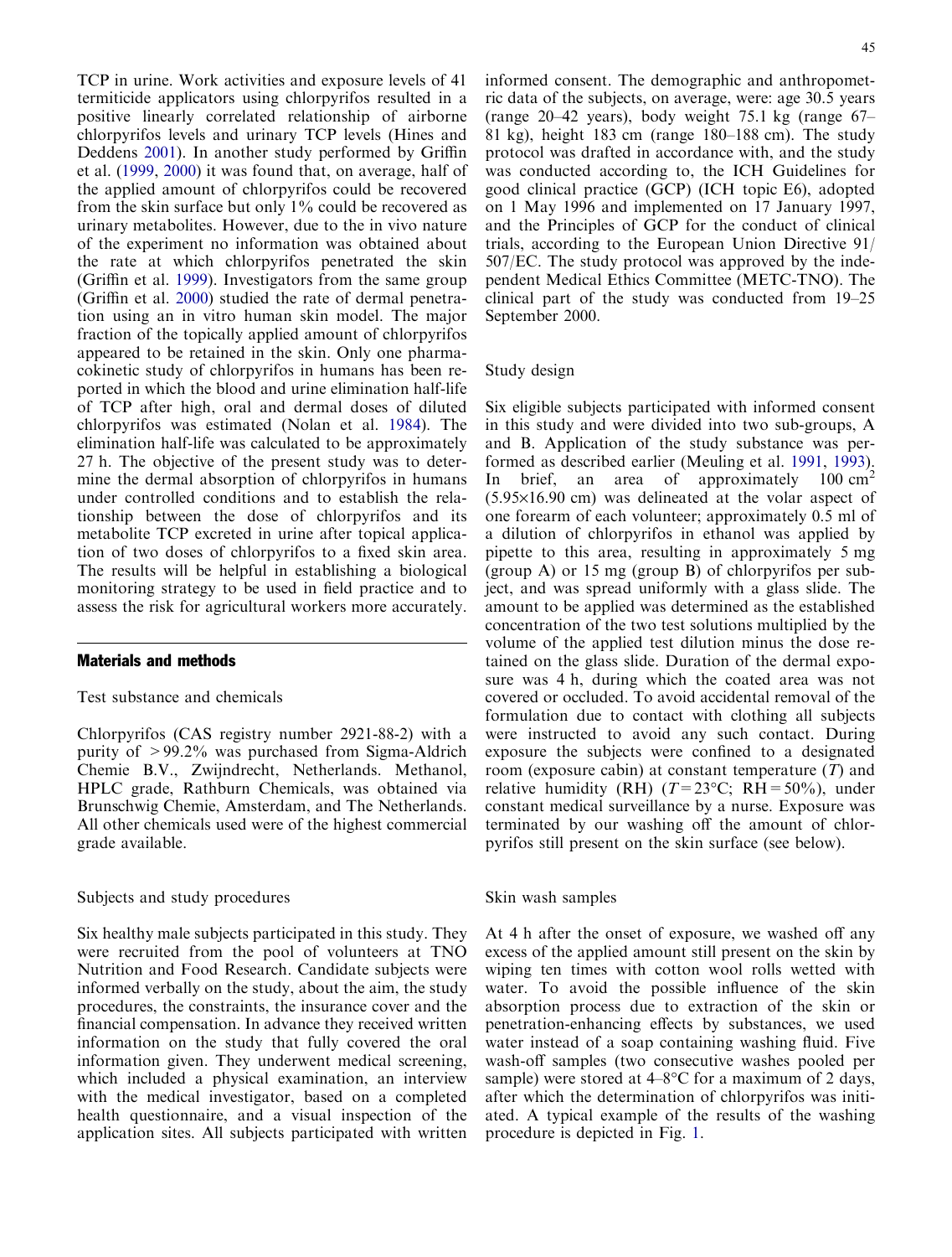TCP in urine. Work activities and exposure levels of 41 termiticide applicators using chlorpyrifos resulted in a positive linearly correlated relationship of airborne chlorpyrifos levels and urinary TCP levels (Hines and Deddens 2001). In another study performed by Griffin et al. (1999, 2000) it was found that, on average, half of the applied amount of chlorpyrifos could be recovered from the skin surface but only 1% could be recovered as urinary metabolites. However, due to the in vivo nature of the experiment no information was obtained about the rate at which chlorpyrifos penetrated the skin (Griffin et al. 1999). Investigators from the same group (Griffin et al. 2000) studied the rate of dermal penetration using an in vitro human skin model. The major fraction of the topically applied amount of chlorpyrifos appeared to be retained in the skin. Only one pharmacokinetic study of chlorpyrifos in humans has been reported in which the blood and urine elimination half-life of TCP after high, oral and dermal doses of diluted chlorpyrifos was estimated (Nolan et al. 1984). The elimination half-life was calculated to be approximately 27 h. The objective of the present study was to determine the dermal absorption of chlorpyrifos in humans under controlled conditions and to establish the relationship between the dose of chlorpyrifos and its metabolite TCP excreted in urine after topical application of two doses of chlorpyrifos to a fixed skin area. The results will be helpful in establishing a biological monitoring strategy to be used in field practice and to assess the risk for agricultural workers more accurately.

## Materials and methods

### Test substance and chemicals

Chlorpyrifos (CAS registry number 2921-88-2) with a purity of >99.2% was purchased from Sigma-Aldrich Chemie B.V., Zwijndrecht, Netherlands. Methanol, HPLC grade, Rathburn Chemicals, was obtained via Brunschwig Chemie, Amsterdam, and The Netherlands. All other chemicals used were of the highest commercial grade available.

### Subjects and study procedures

Six healthy male subjects participated in this study. They were recruited from the pool of volunteers at TNO Nutrition and Food Research. Candidate subjects were informed verbally on the study, about the aim, the study procedures, the constraints, the insurance cover and the financial compensation. In advance they received written information on the study that fully covered the oral information given. They underwent medical screening, which included a physical examination, an interview with the medical investigator, based on a completed health questionnaire, and a visual inspection of the application sites. All subjects participated with written informed consent. The demographic and anthropometric data of the subjects, on average, were: age 30.5 years (range 20–42 years), body weight 75.1 kg (range 67–81 kg), height 183 cm (range 180–188 cm). The study protocol was drafted in accordance with, and the study was conducted according to, the ICH Guidelines for good clinical practice (GCP) (ICH topic E6), adopted on 1 May 1996 and implemented on 17 January 1997, and the Principles of GCP for the conduct of clinical trials, according to the European Union Directive 91/507/EC. The study protocol was approved by the independent Medical Ethics Committee (METC-TNO). The clinical part of the study was conducted from 19–25 September 2000.

### Study design

Six eligible subjects participated with informed consent in this study and were divided into two sub-groups, A and B. Application of the study substance was performed as described earlier (Meuling et al. 1991, 1993). In brief, an area of approximately 100 $cm^2$ (5.95×16.90 cm) was delineated at the volar aspect of one forearm of each volunteer; approximately 0.5 ml of a dilution of chlorpyrifos in ethanol was applied by pipette to this area, resulting in approximately 5 mg (group A) or 15 mg (group B) of chlorpyrifos per subject, and was spread uniformly with a glass slide. The amount to be applied was determined as the established concentration of the two test solutions multiplied by the volume of the applied test dilution minus the dose retained on the glass slide. Duration of the dermal exposure was 4 h, during which the coated area was not covered or occluded. To avoid accidental removal of the formulation due to contact with clothing all subjects were instructed to avoid any such contact. During exposure the subjects were confined to a designated room (exposure cabin) at constant temperature ($T$) and relative humidity (RH) ($T$=23°C; RH=50%), under constant medical surveillance by a nurse. Exposure was terminated by our washing off the amount of chlorpyrifos still present on the skin surface (see below).

### Skin wash samples

At 4 h after the onset of exposure, we washed off any excess of the applied amount still present on the skin by wiping ten times with cotton wool rolls wetted with water. To avoid the possible influence of the skin absorption process due to extraction of the skin or penetration-enhancing effects by substances, we used water instead of a soap containing washing fluid. Five wash-off samples (two consecutive washes pooled per sample) were stored at 4–8°C for a maximum of 2 days, after which the determination of chlorpyrifos was initiated. A typical example of the results of the washing procedure is depicted in Fig. 1.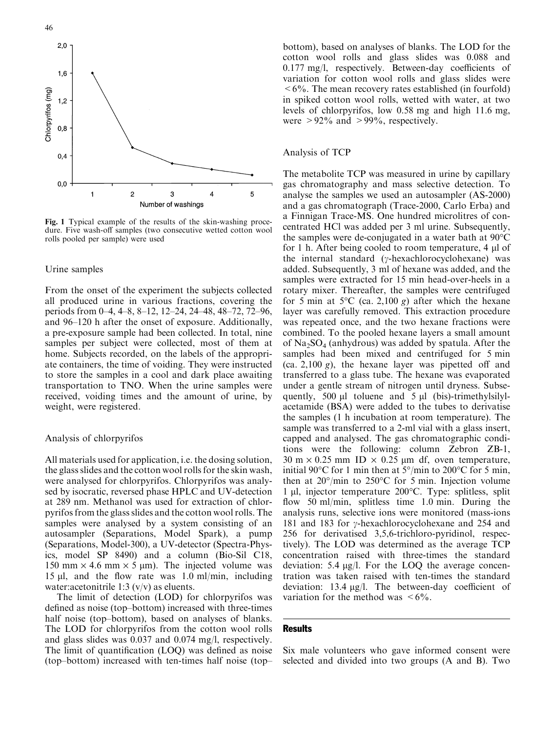Fig. 1 Typical example of the results of the skin-washing procedure. Five wash-off samples (two consecutive wetted cotton wool rolls pooled per sample) were used

### Urine samples

From the onset of the experiment the subjects collected all produced urine in various fractions, covering the periods from 0–4, 4–8, 8–12, 12–24, 24–48, 48–72, 72–96, and 96–120 h after the onset of exposure. Additionally, a pre-exposure sample had been collected. In total, nine samples per subject were collected, most of them at home. Subjects recorded, on the labels of the appropriate containers, the time of voiding. They were instructed to store the samples in a cool and dark place awaiting transportation to TNO. When the urine samples were received, voiding times and the amount of urine, by weight, were registered.

### Analysis of chlorpyrifos

All materials used for application, i.e. the dosing solution, the glass slides and the cotton wool rolls for the skin wash, were analysed for chlorpyrifos. Chlorpyrifos was analysed by isocratic, reversed phase HPLC and UV-detection at 289 nm. Methanol was used for extraction of chlorpyrifos from the glass slides and the cotton wool rolls. The samples were analysed by a system consisting of an autosampler (Separations, Model Spark), a pump (Separations, Model-300), a UV-detector (Spectra-Physics, model SP 8490) and a column (Bio-Sil C18, 150 mm × 4.6 mm × 5 μm). The injected volume was 15 μl, and the flow rate was 1.0 ml/min, including water:acetonitrile 1:3 (v/v) as eluents.

The limit of detection (LOD) for chlorpyrifos was defined as noise (top–bottom) increased with three-times half noise (top–bottom), based on analyses of blanks. The LOD for chlorpyrifos from the cotton wool rolls and glass slides was 0.037 and 0.074 mg/l, respectively. The limit of quantification (LOQ) was defined as noise (top–bottom) increased with ten-times half noise (top–bottom), based on analyses of blanks. The LOD for the cotton wool rolls and glass slides was 0.088 and 0.177 mg/l, respectively. Between-day coefficients of variation for cotton wool rolls and glass slides were <6%. The mean recovery rates established (in fourfold) in spiked cotton wool rolls, wetted with water, at two levels of chlorpyrifos, low 0.58 mg and high 11.6 mg, were >92% and >99%, respectively.

### Analysis of TCP

The metabolite TCP was measured in urine by capillary gas chromatography and mass selective detection. To analyse the samples we used an autosampler (AS-2000) and a gas chromatograph (Trace-2000, Carlo Erba) and a Finnigan Trace-MS. One hundred microlitres of concentrated HCl was added per 3 ml urine. Subsequently, the samples were de-conjugated in a water bath at 90°C for 1 h. After being cooled to room temperature, 4 μl of the internal standard (γ-hexachlorocyclohexane) was added. Subsequently, 3 ml of hexane was added, and the samples were extracted for 15 min head-over-heels in a rotary mixer. Thereafter, the samples were centrifuged for 5 min at 5°C (ca. 2,100 *g*) after which the hexane layer was carefully removed. This extraction procedure was repeated once, and the two hexane fractions were combined. To the pooled hexane layers a small amount of $Na_2SO_4$ (anhydrous) was added by spatula. After the samples had been mixed and centrifuged for 5 min (ca. 2,100 *g*), the hexane layer was pipetted off and transferred to a glass tube. The hexane was evaporated under a gentle stream of nitrogen until dryness. Subsequently, 500 μl toluene and 5 μl (bis)-trimethylsilylacetamide (BSA) were added to the tubes to derivatise the samples (1 h incubation at room temperature). The sample was transferred to a 2-ml vial with a glass insert, capped and analysed. The gas chromatographic conditions were the following: column Zebron ZB-1, 30 m × 0.25 mm ID × 0.25 μm df, oven temperature, initial 90°C for 1 min then at 5°/min to 200°C for 5 min, then at 20°/min to 250°C for 5 min. Injection volume 1 μl, injector temperature 200°C. Type: splitless, split flow 50 ml/min, splitless time 1.0 min. During the analysis runs, selective ions were monitored (mass-ions 181 and 183 for γ-hexachlorocyclohexane and 254 and 256 for derivatised 3,5,6-trichloro-pyridinol, respectively). The LOD was determined as the average TCP concentration raised with three-times the standard deviation: 5.4 μg/l. For the LOQ the average concentration was taken raised with ten-times the standard deviation: 13.4 μg/l. The between-day coefficient of variation for the method was <6%.

## Results

Six male volunteers who gave informed consent were selected and divided into two groups (A and B). Two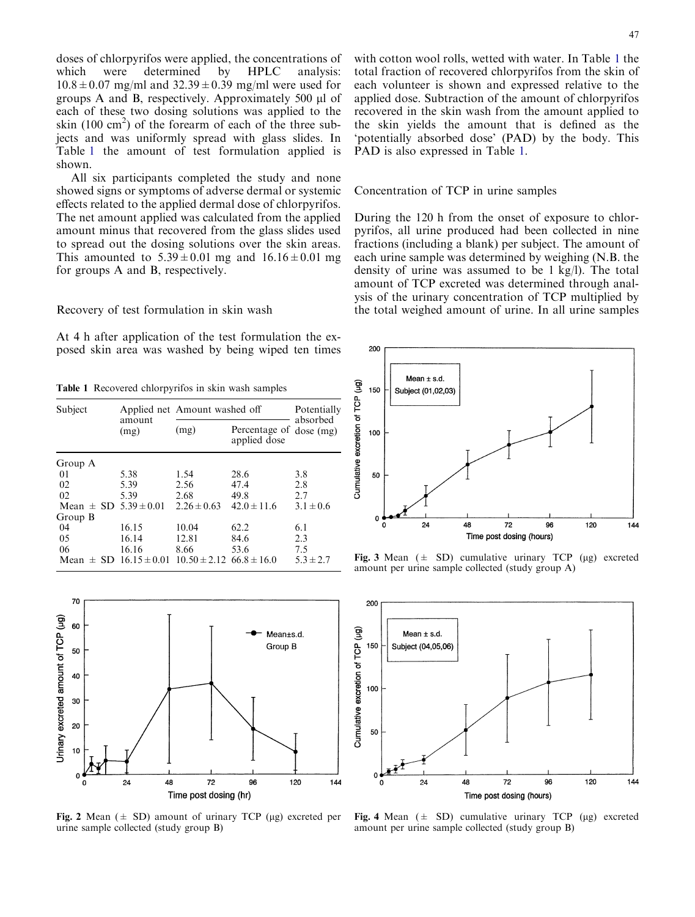doses of chlorpyrifos were applied, the concentrations of which were determined by HPLC analysis: $10.8 \pm 0.07$ mg/ml and $32.39 \pm 0.39$ mg/ml were used for groups A and B, respectively. Approximately 500 μl of each of these two dosing solutions was applied to the skin (100 $cm^2$) of the forearm of each of the three subjects and was uniformly spread with glass slides. In Table 1 the amount of test formulation applied is shown.

All six participants completed the study and none showed signs or symptoms of adverse dermal or systemic effects related to the applied dermal dose of chlorpyrifos. The net amount applied was calculated from the applied amount minus that recovered from the glass slides used to spread out the dosing solutions over the skin areas. This amounted to $5.39 \pm 0.01$ mg and $16.16 \pm 0.01$ mg for groups A and B, respectively.

## Recovery of test formulation in skin wash

At 4 h after application of the test formulation the exposed skin area was washed by being wiped ten times with cotton wool rolls, wetted with water. In Table 1 the total fraction of recovered chlorpyrifos from the skin of each volunteer is shown and expressed relative to the applied dose. Subtraction of the amount of chlorpyrifos recovered in the skin wash from the amount applied to the skin yields the amount that is defined as the 'potentially absorbed dose' (PAD) by the body. This PAD is also expressed in Table 1.

**Table 1** Recovered chlorpyrifos in skin wash samples

| Subject | Applied net amount (mg) | Amount washed off (mg) | Amount washed off: Percentage of applied dose | Potentially absorbed dose (mg) |
|---|---|---|---|---|
| Group A | | | | |
| 01 | 5.38 | 1.54 | 28.6 | 3.8 |
| 02 | 5.39 | 2.56 | 47.4 | 2.8 |
| 02 | 5.39 | 2.68 | 49.8 | 2.7 |
| Mean ± SD | 5.39 ± 0.01 | 2.26 ± 0.63 | 42.0 ± 11.6 | 3.1 ± 0.6 |
| Group B | | | | |
| 04 | 16.15 | 10.04 | 62.2 | 6.1 |
| 05 | 16.14 | 12.81 | 84.6 | 2.3 |
| 06 | 16.16 | 8.66 | 53.6 | 7.5 |
| Mean ± SD | 16.15 ± 0.01 | 10.50 ± 2.12 | 66.8 ± 16.0 | 5.3 ± 2.7 |

## Concentration of TCP in urine samples

During the 120 h from the onset of exposure to chlorpyrifos, all urine produced had been collected in nine fractions (including a blank) per subject. The amount of each urine sample was determined by weighing (N.B. the density of urine was assumed to be 1 kg/l). The total amount of TCP excreted was determined through analysis of the urinary concentration of TCP multiplied by the total weighed amount of urine. In all urine samples

**Fig. 3** Mean (± SD) cumulative urinary TCP (μg) excreted amount per urine sample collected (study group A)

**Fig. 2** Mean (± SD) amount of urinary TCP (μg) excreted per urine sample collected (study group B)

**Fig. 4** Mean (± SD) cumulative urinary TCP (μg) excreted amount per urine sample collected (study group B)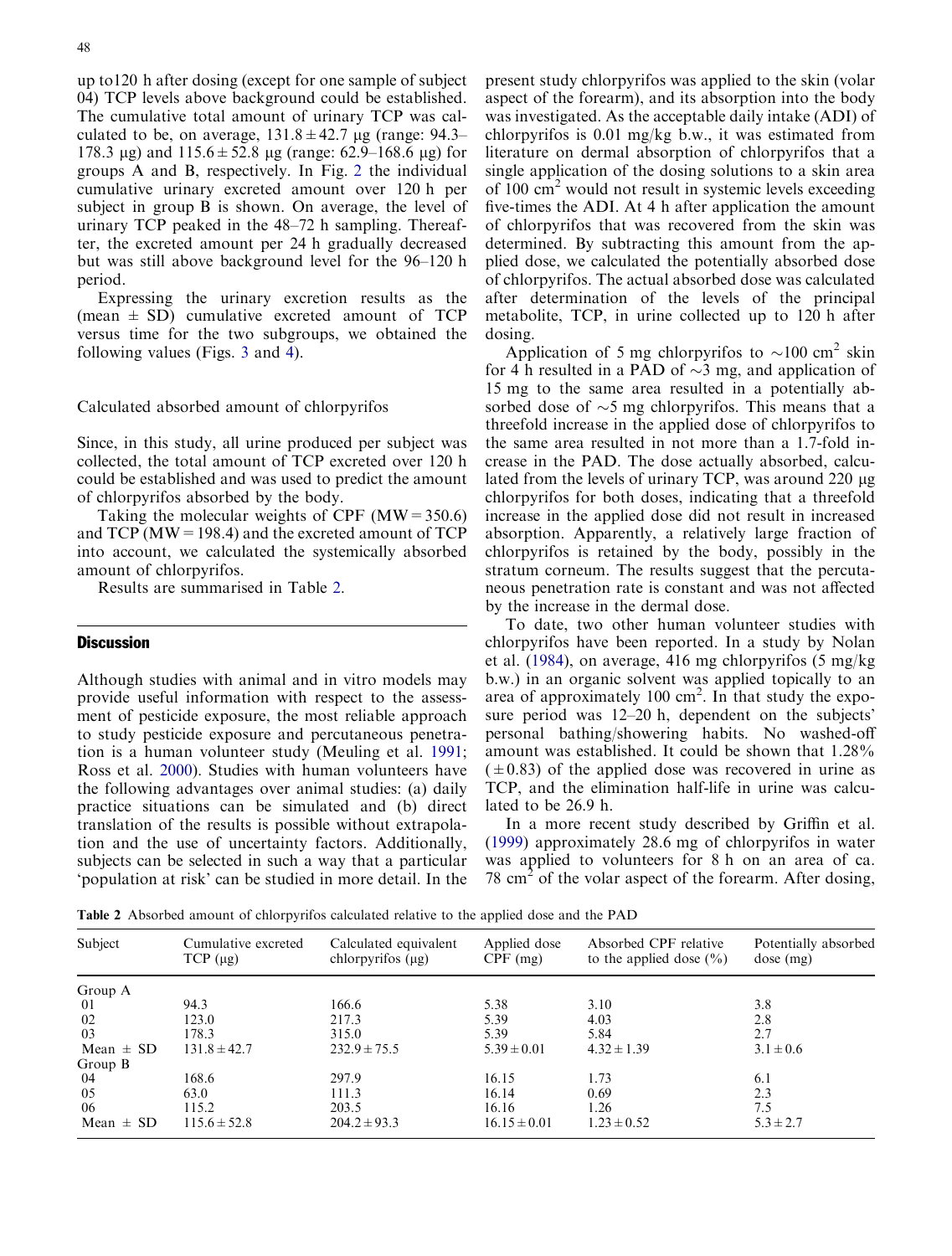up to120 h after dosing (except for one sample of subject 04) TCP levels above background could be established. The cumulative total amount of urinary TCP was calculated to be, on average, $131.8 \pm 42.7$ μg (range: 94.3–178.3 μg) and $115.6 \pm 52.8$ μg (range: 62.9–168.6 μg) for groups A and B, respectively. In Fig. 2 the individual cumulative urinary excreted amount over 120 h per subject in group B is shown. On average, the level of urinary TCP peaked in the 48–72 h sampling. Thereafter, the excreted amount per 24 h gradually decreased but was still above background level for the 96–120 h period.

Expressing the urinary excretion results as the (mean ± SD) cumulative excreted amount of TCP versus time for the two subgroups, we obtained the following values (Figs. 3 and 4).

## Calculated absorbed amount of chlorpyrifos

Since, in this study, all urine produced per subject was collected, the total amount of TCP excreted over 120 h could be established and was used to predict the amount of chlorpyrifos absorbed by the body.

Taking the molecular weights of CPF (MW = 350.6) and TCP (MW = 198.4) and the excreted amount of TCP into account, we calculated the systemically absorbed amount of chlorpyrifos.

Results are summarised in Table 2.

# Discussion

Although studies with animal and in vitro models may provide useful information with respect to the assessment of pesticide exposure, the most reliable approach to study pesticide exposure and percutaneous penetration is a human volunteer study (Meuling et al. 1991; Ross et al. 2000). Studies with human volunteers have the following advantages over animal studies: (a) daily practice situations can be simulated and (b) direct translation of the results is possible without extrapolation and the use of uncertainty factors. Additionally, subjects can be selected in such a way that a particular 'population at risk' can be studied in more detail. In the present study chlorpyrifos was applied to the skin (volar aspect of the forearm), and its absorption into the body was investigated. As the acceptable daily intake (ADI) of chlorpyrifos is 0.01 mg/kg b.w., it was estimated from literature on dermal absorption of chlorpyrifos that a single application of the dosing solutions to a skin area of 100 $cm^2$ would not result in systemic levels exceeding five-times the ADI. At 4 h after application the amount of chlorpyrifos that was recovered from the skin was determined. By subtracting this amount from the applied dose, we calculated the potentially absorbed dose of chlorpyrifos. The actual absorbed dose was calculated after determination of the levels of the principal metabolite, TCP, in urine collected up to 120 h after dosing.

Application of 5 mg chlorpyrifos to ~100 $cm^2$ skin for 4 h resulted in a PAD of ~3 mg, and application of 15 mg to the same area resulted in a potentially absorbed dose of ~5 mg chlorpyrifos. This means that a threefold increase in the applied dose of chlorpyrifos to the same area resulted in not more than a 1.7-fold increase in the PAD. The dose actually absorbed, calculated from the levels of urinary TCP, was around 220 μg chlorpyrifos for both doses, indicating that a threefold increase in the applied dose did not result in increased absorption. Apparently, a relatively large fraction of chlorpyrifos is retained by the body, possibly in the stratum corneum. The results suggest that the percutaneous penetration rate is constant and was not affected by the increase in the dermal dose.

To date, two other human volunteer studies with chlorpyrifos have been reported. In a study by Nolan et al. (1984), on average, 416 mg chlorpyrifos (5 mg/kg b.w.) in an organic solvent was applied topically to an area of approximately 100 $cm^2$. In that study the exposure period was 12–20 h, dependent on the subjects' personal bathing/showering habits. No washed-off amount was established. It could be shown that 1.28% (±0.83) of the applied dose was recovered in urine as TCP, and the elimination half-life in urine was calculated to be 26.9 h.

In a more recent study described by Griffin et al. (1999) approximately 28.6 mg of chlorpyrifos in water was applied to volunteers for 8 h on an area of ca. 78 $cm^2$ of the volar aspect of the forearm. After dosing,

**Table 2** Absorbed amount of chlorpyrifos calculated relative to the applied dose and the PAD

| Subject | Cumulative excreted TCP (μg) | Calculated equivalent chlorpyrifos (μg) | Applied dose CPF (mg) | Absorbed CPF relative to the applied dose (%) | Potentially absorbed dose (mg) |
|---|---|---|---|---|---|
| Group A | | | | | |
| 01 | 94.3 | 166.6 | 5.38 | 3.10 | 3.8 |
| 02 | 123.0 | 217.3 | 5.39 | 4.03 | 2.8 |
| 03 | 178.3 | 315.0 | 5.39 | 5.84 | 2.7 |
| Mean ± SD | 131.8 ± 42.7 | 232.9 ± 75.5 | 5.39 ± 0.01 | 4.32 ± 1.39 | 3.1 ± 0.6 |
| Group B | | | | | |
| 04 | 168.6 | 297.9 | 16.15 | 1.73 | 6.1 |
| 05 | 63.0 | 111.3 | 16.14 | 0.69 | 2.3 |
| 06 | 115.2 | 203.5 | 16.16 | 1.26 | 7.5 |
| Mean ± SD | 115.6 ± 52.8 | 204.2 ± 93.3 | 16.15 ± 0.01 | 1.23 ± 0.52 | 5.3 ± 2.7 |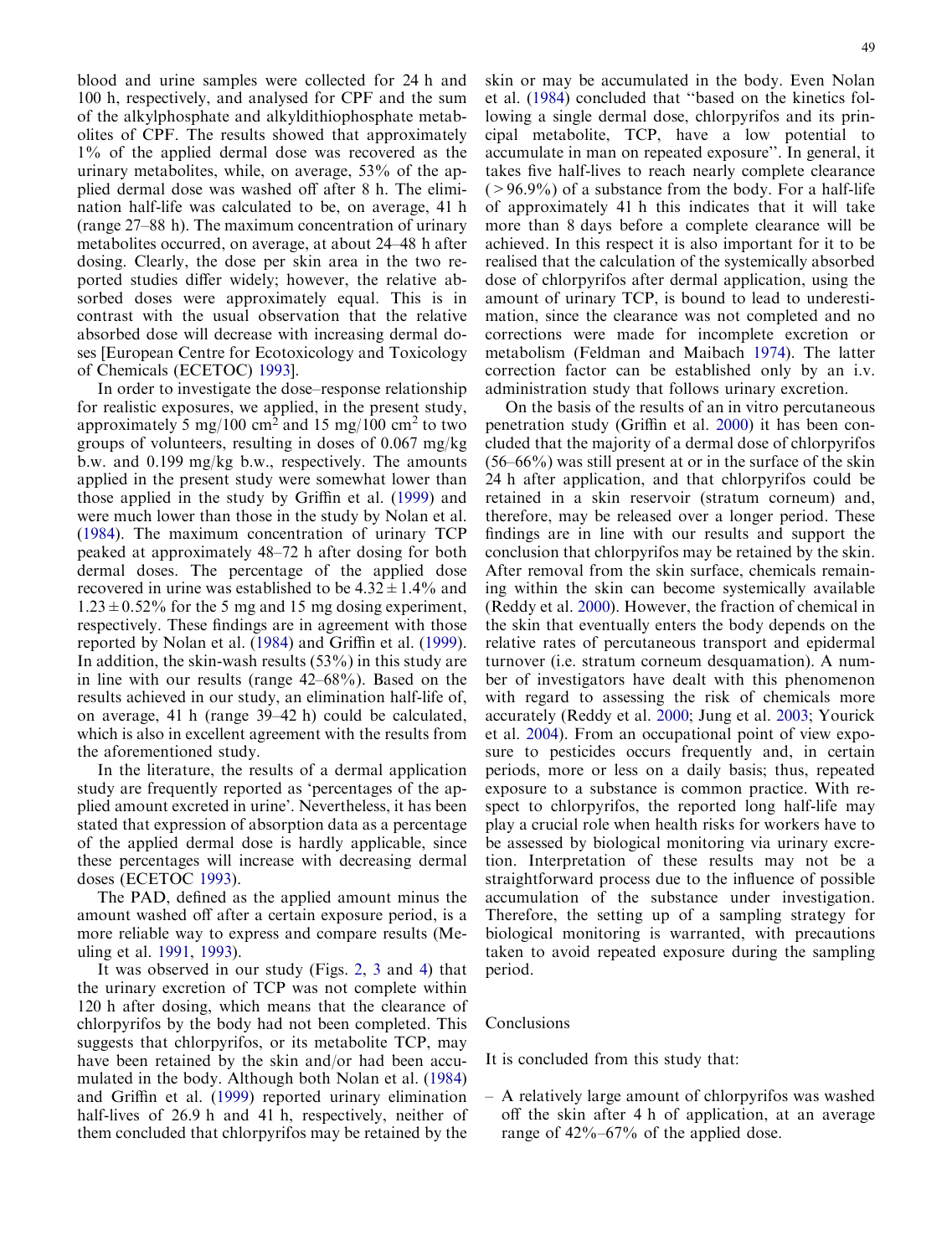blood and urine samples were collected for 24 h and 100 h, respectively, and analysed for CPF and the sum of the alkylphosphate and alkyldithiophosphate metabolites of CPF. The results showed that approximately 1% of the applied dermal dose was recovered as the urinary metabolites, while, on average, 53% of the applied dermal dose was washed off after 8 h. The elimination half-life was calculated to be, on average, 41 h (range 27–88 h). The maximum concentration of urinary metabolites occurred, on average, at about 24–48 h after dosing. Clearly, the dose per skin area in the two reported studies differ widely; however, the relative absorbed doses were approximately equal. This is in contrast with the usual observation that the relative absorbed dose will decrease with increasing dermal doses [European Centre for Ecotoxicology and Toxicology of Chemicals (ECETOC) 1993].

In order to investigate the dose–response relationship for realistic exposures, we applied, in the present study, approximately 5 mg/100 $cm^2$ and 15 mg/100 $cm^2$ to two groups of volunteers, resulting in doses of 0.067 mg/kg b.w. and 0.199 mg/kg b.w., respectively. The amounts applied in the present study were somewhat lower than those applied in the study by Griffin et al. (1999) and were much lower than those in the study by Nolan et al. (1984). The maximum concentration of urinary TCP peaked at approximately 48–72 h after dosing for both dermal doses. The percentage of the applied dose recovered in urine was established to be $4.32 \pm 1.4\%$ and $1.23 \pm 0.52\%$ for the 5 mg and 15 mg dosing experiment, respectively. These findings are in agreement with those reported by Nolan et al. (1984) and Griffin et al. (1999). In addition, the skin-wash results (53%) in this study are in line with our results (range 42–68%). Based on the results achieved in our study, an elimination half-life of, on average, 41 h (range 39–42 h) could be calculated, which is also in excellent agreement with the results from the aforementioned study.

In the literature, the results of a dermal application study are frequently reported as 'percentages of the applied amount excreted in urine'. Nevertheless, it has been stated that expression of absorption data as a percentage of the applied dermal dose is hardly applicable, since these percentages will increase with decreasing dermal doses (ECETOC 1993).

The PAD, defined as the applied amount minus the amount washed off after a certain exposure period, is a more reliable way to express and compare results (Meuling et al. 1991, 1993).

It was observed in our study (Figs. 2, 3 and 4) that the urinary excretion of TCP was not complete within 120 h after dosing, which means that the clearance of chlorpyrifos by the body had not been completed. This suggests that chlorpyrifos, or its metabolite TCP, may have been retained by the skin and/or had been accumulated in the body. Although both Nolan et al. (1984) and Griffin et al. (1999) reported urinary elimination half-lives of 26.9 h and 41 h, respectively, neither of them concluded that chlorpyrifos may be retained by the skin or may be accumulated in the body. Even Nolan et al. (1984) concluded that "based on the kinetics following a single dermal dose, chlorpyrifos and its principal metabolite, TCP, have a low potential to accumulate in man on repeated exposure". In general, it takes five half-lives to reach nearly complete clearance (>96.9%) of a substance from the body. For a half-life of approximately 41 h this indicates that it will take more than 8 days before a complete clearance will be achieved. In this respect it is also important for it to be realised that the calculation of the systemically absorbed dose of chlorpyrifos after dermal application, using the amount of urinary TCP, is bound to lead to underestimation, since the clearance was not completed and no corrections were made for incomplete excretion or metabolism (Feldman and Maibach 1974). The latter correction factor can be established only by an i.v. administration study that follows urinary excretion.

On the basis of the results of an in vitro percutaneous penetration study (Griffin et al. 2000) it has been concluded that the majority of a dermal dose of chlorpyrifos (56–66%) was still present at or in the surface of the skin 24 h after application, and that chlorpyrifos could be retained in a skin reservoir (stratum corneum) and, therefore, may be released over a longer period. These findings are in line with our results and support the conclusion that chlorpyrifos may be retained by the skin. After removal from the skin surface, chemicals remaining within the skin can become systemically available (Reddy et al. 2000). However, the fraction of chemical in the skin that eventually enters the body depends on the relative rates of percutaneous transport and epidermal turnover (i.e. stratum corneum desquamation). A number of investigators have dealt with this phenomenon with regard to assessing the risk of chemicals more accurately (Reddy et al. 2000; Jung et al. 2003; Yourick et al. 2004). From an occupational point of view exposure to pesticides occurs frequently and, in certain periods, more or less on a daily basis; thus, repeated exposure to a substance is common practice. With respect to chlorpyrifos, the reported long half-life may play a crucial role when health risks for workers have to be assessed by biological monitoring via urinary excretion. Interpretation of these results may not be a straightforward process due to the influence of possible accumulation of the substance under investigation. Therefore, the setting up of a sampling strategy for biological monitoring is warranted, with precautions taken to avoid repeated exposure during the sampling period.

## Conclusions

It is concluded from this study that:

– A relatively large amount of chlorpyrifos was washed off the skin after 4 h of application, at an average range of 42%–67% of the applied dose.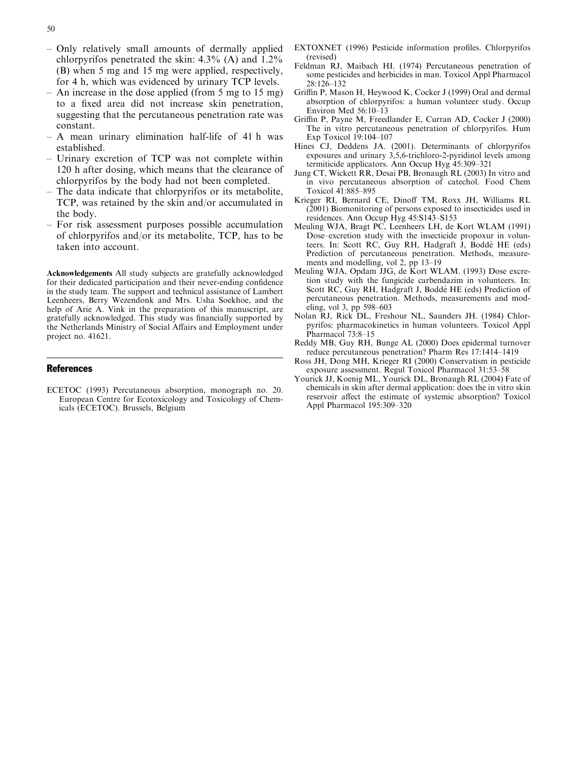- Only relatively small amounts of dermally applied chlorpyrifos penetrated the skin: 4.3% (A) and 1.2% (B) when 5 mg and 15 mg were applied, respectively, for 4 h, which was evidenced by urinary TCP levels.
- An increase in the dose applied (from 5 mg to 15 mg) to a fixed area did not increase skin penetration, suggesting that the percutaneous penetration rate was constant.
- A mean urinary elimination half-life of 41 h was established.
- Urinary excretion of TCP was not complete within 120 h after dosing, which means that the clearance of chlorpyrifos by the body had not been completed.
- The data indicate that chlorpyrifos or its metabolite, TCP, was retained by the skin and/or accumulated in the body.
- For risk assessment purposes possible accumulation of chlorpyrifos and/or its metabolite, TCP, has to be taken into account.

**Acknowledgements** All study subjects are gratefully acknowledged for their dedicated participation and their never-ending confidence in the study team. The support and technical assistance of Lambert Leenheers, Berry Wezendonk and Mrs. Usha Soekhoe, and the help of Arie A. Vink in the preparation of this manuscript, are gratefully acknowledged. This study was financially supported by the Netherlands Ministry of Social Affairs and Employment under project no. 41621.

## References

ECETOC (1993) Percutaneous absorption, monograph no. 20. European Centre for Ecotoxicology and Toxicology of Chemicals (ECETOC). Brussels, Belgium

EXTOXNET (1996) Pesticide information profiles. Chlorpyrifos (revised)

Feldman RJ, Maibach HI. (1974) Percutaneous penetration of some pesticides and herbicides in man. Toxicol Appl Pharmacol 28:126–132

Griffin P, Mason H, Heywood K, Cocker J (1999) Oral and dermal absorption of chlorpyrifos: a human volunteer study. Occup Environ Med 56:10–13

Griffin P, Payne M, Freedlander E, Curran AD, Cocker J (2000) The in vitro percutaneous penetration of chlorpyrifos. Hum Exp Toxicol 19:104–107

Hines CJ, Deddens JA. (2001). Determinants of chlorpyrifos exposures and urinary 3,5,6-trichloro-2-pyridinol levels among termiticide applicators. Ann Occup Hyg 45:309–321

Jung CT, Wickett RR, Desai PB, Bronaugh RL (2003) In vitro and in vivo percutaneous absorption of catechol. Food Chem Toxicol 41:885–895

Krieger RI, Bernard CE, Dinoff TM, Roxx JH, Williams RL (2001) Biomonitoring of persons exposed to insecticides used in residences. Ann Occup Hyg 45:S143–S153

Meuling WJA, Bragt PC, Leenheers LH, de Kort WLAM (1991) Dose–excretion study with the insecticide propoxur in volunteers. In: Scott RC, Guy RH, Hadgraft J, Boddé HE (eds) Prediction of percutaneous penetration. Methods, measurements and modelling, vol 2, pp 13–19

Meuling WJA, Opdam JJG, de Kort WLAM. (1993) Dose excretion study with the fungicide carbendazim in volunteers. In: Scott RC, Guy RH, Hadgraft J, Boddé HE (eds) Prediction of percutaneous penetration. Methods, measurements and modeling, vol 3, pp 598–603

Nolan RJ, Rick DL, Freshour NL, Saunders JH. (1984) Chlorpyrifos: pharmacokinetics in human volunteers. Toxicol Appl Pharmacol 73:8–15

Reddy MB, Guy RH, Bunge AL (2000) Does epidermal turnover reduce percutaneous penetration? Pharm Res 17:1414–1419

Ross JH, Dong MH, Krieger RI (2000) Conservatism in pesticide exposure assessment. Regul Toxicol Pharmacol 31:53–58

Yourick JJ, Koenig ML, Yourick DL, Bronaugh RL (2004) Fate of chemicals in skin after dermal application: does the in vitro skin reservoir affect the estimate of systemic absorption? Toxicol Appl Pharmacol 195:309–320